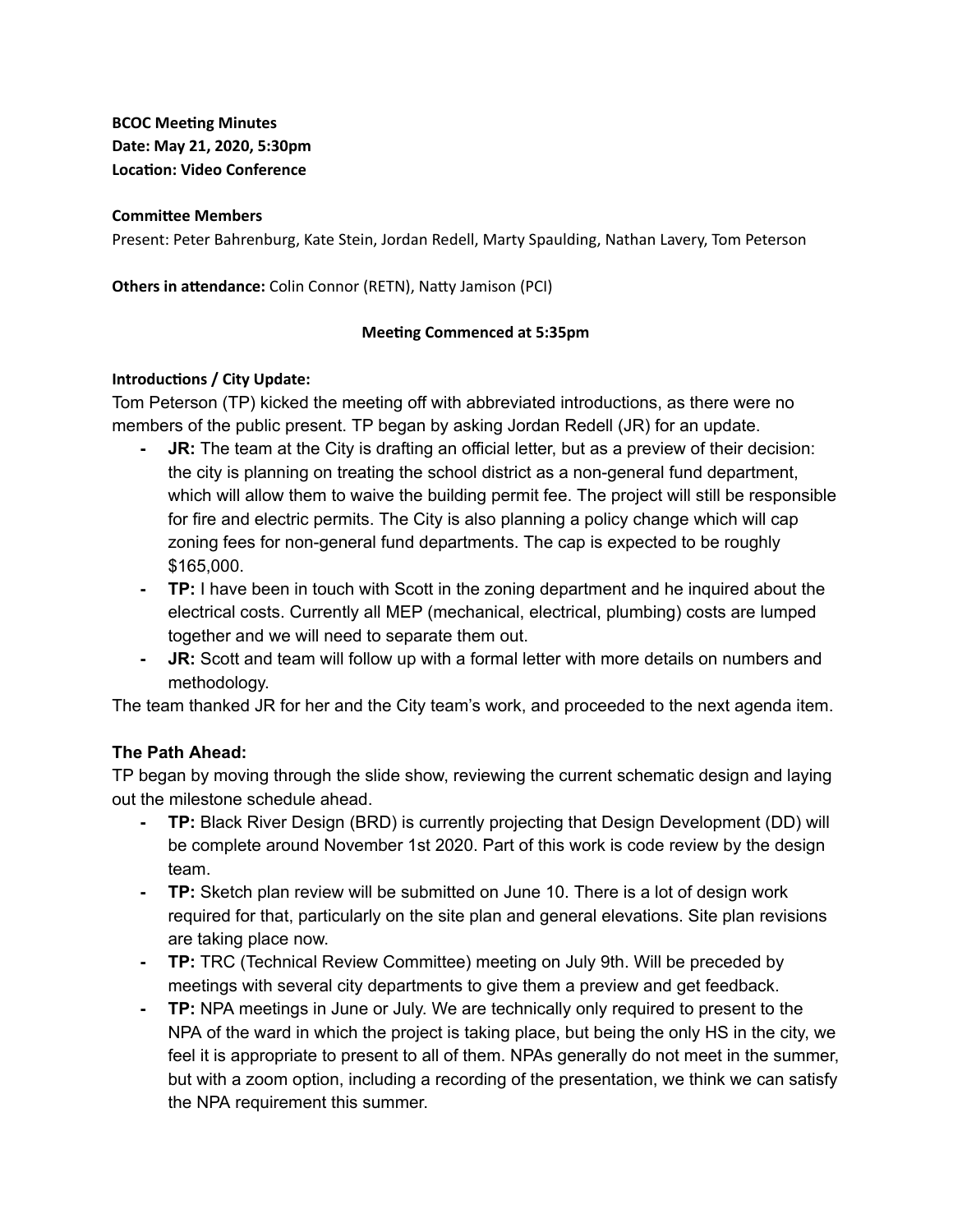**BCOC Meeting Minutes**
**Date: May 21, 2020, 5:30pm**
**Location: Video Conference**

**Committee Members**
Present: Peter Bahrenburg, Kate Stein, Jordan Redell, Marty Spaulding, Nathan Lavery, Tom Peterson

**Others in attendance:** Colin Connor (RETN), Natty Jamison (PCI)

**Meeting Commenced at 5:35pm**

**Introductions / City Update:**

Tom Peterson (TP) kicked the meeting off with abbreviated introductions, as there were no members of the public present. TP began by asking Jordan Redell (JR) for an update.

- **JR:** The team at the City is drafting an official letter, but as a preview of their decision: the city is planning on treating the school district as a non-general fund department, which will allow them to waive the building permit fee. The project will still be responsible for fire and electric permits. The City is also planning a policy change which will cap zoning fees for non-general fund departments. The cap is expected to be roughly $165,000.
- **TP:** I have been in touch with Scott in the zoning department and he inquired about the electrical costs. Currently all MEP (mechanical, electrical, plumbing) costs are lumped together and we will need to separate them out.
- **JR:** Scott and team will follow up with a formal letter with more details on numbers and methodology.

The team thanked JR for her and the City team's work, and proceeded to the next agenda item.

## The Path Ahead:

TP began by moving through the slide show, reviewing the current schematic design and laying out the milestone schedule ahead.

- **TP:** Black River Design (BRD) is currently projecting that Design Development (DD) will be complete around November 1st 2020. Part of this work is code review by the design team.
- **TP:** Sketch plan review will be submitted on June 10. There is a lot of design work required for that, particularly on the site plan and general elevations. Site plan revisions are taking place now.
- **TP:** TRC (Technical Review Committee) meeting on July 9th. Will be preceded by meetings with several city departments to give them a preview and get feedback.
- **TP:** NPA meetings in June or July. We are technically only required to present to the NPA of the ward in which the project is taking place, but being the only HS in the city, we feel it is appropriate to present to all of them. NPAs generally do not meet in the summer, but with a zoom option, including a recording of the presentation, we think we can satisfy the NPA requirement this summer.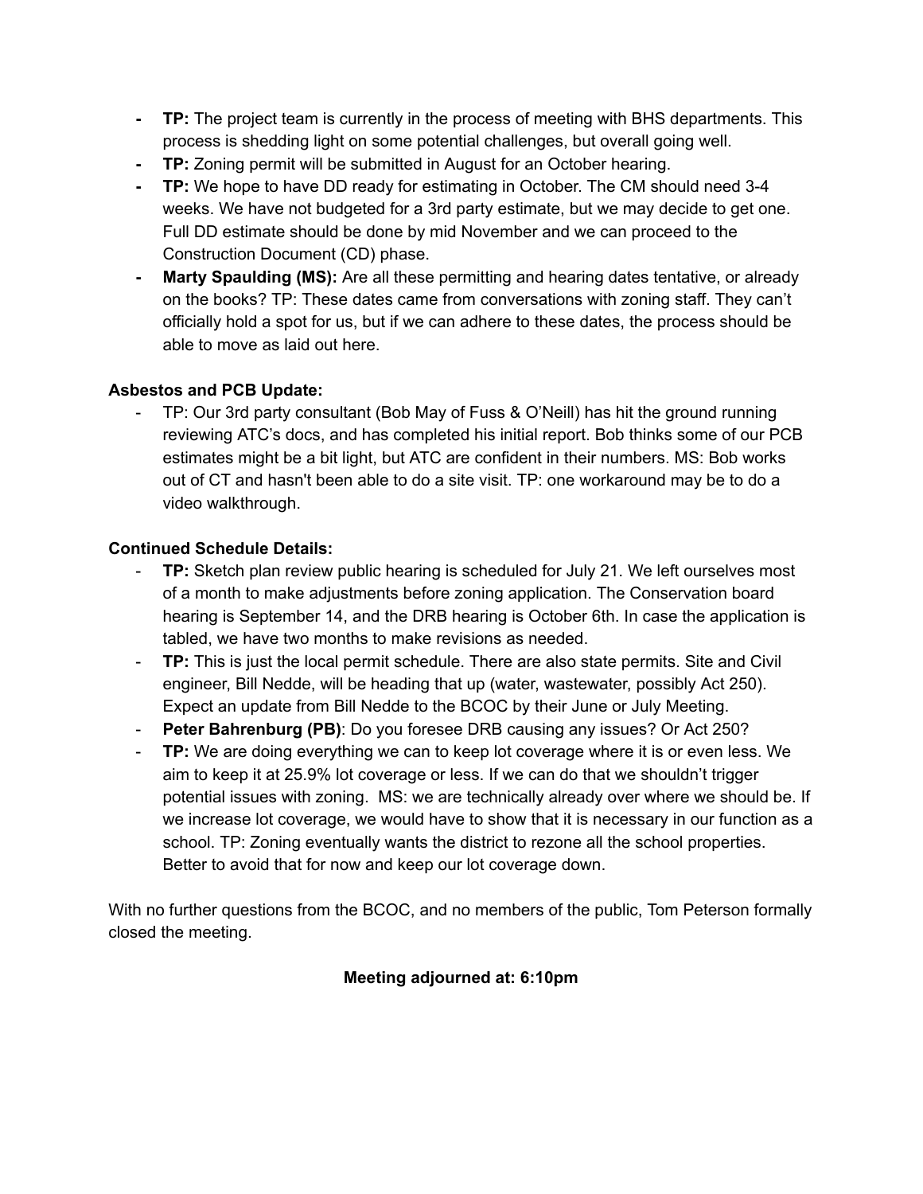- **TP:** The project team is currently in the process of meeting with BHS departments. This process is shedding light on some potential challenges, but overall going well.
- **TP:** Zoning permit will be submitted in August for an October hearing.
- **TP:** We hope to have DD ready for estimating in October. The CM should need 3-4 weeks. We have not budgeted for a 3rd party estimate, but we may decide to get one. Full DD estimate should be done by mid November and we can proceed to the Construction Document (CD) phase.
- **Marty Spaulding (MS):** Are all these permitting and hearing dates tentative, or already on the books? TP: These dates came from conversations with zoning staff. They can't officially hold a spot for us, but if we can adhere to these dates, the process should be able to move as laid out here.

**Asbestos and PCB Update:**

- TP: Our 3rd party consultant (Bob May of Fuss & O'Neill) has hit the ground running reviewing ATC's docs, and has completed his initial report. Bob thinks some of our PCB estimates might be a bit light, but ATC are confident in their numbers. MS: Bob works out of CT and hasn't been able to do a site visit. TP: one workaround may be to do a video walkthrough.

**Continued Schedule Details:**

- **TP:** Sketch plan review public hearing is scheduled for July 21. We left ourselves most of a month to make adjustments before zoning application. The Conservation board hearing is September 14, and the DRB hearing is October 6th. In case the application is tabled, we have two months to make revisions as needed.
- **TP:** This is just the local permit schedule. There are also state permits. Site and Civil engineer, Bill Nedde, will be heading that up (water, wastewater, possibly Act 250). Expect an update from Bill Nedde to the BCOC by their June or July Meeting.
- **Peter Bahrenburg (PB)**: Do you foresee DRB causing any issues? Or Act 250?
- **TP:** We are doing everything we can to keep lot coverage where it is or even less. We aim to keep it at 25.9% lot coverage or less. If we can do that we shouldn't trigger potential issues with zoning. MS: we are technically already over where we should be. If we increase lot coverage, we would have to show that it is necessary in our function as a school. TP: Zoning eventually wants the district to rezone all the school properties. Better to avoid that for now and keep our lot coverage down.

With no further questions from the BCOC, and no members of the public, Tom Peterson formally closed the meeting.

**Meeting adjourned at: 6:10pm**